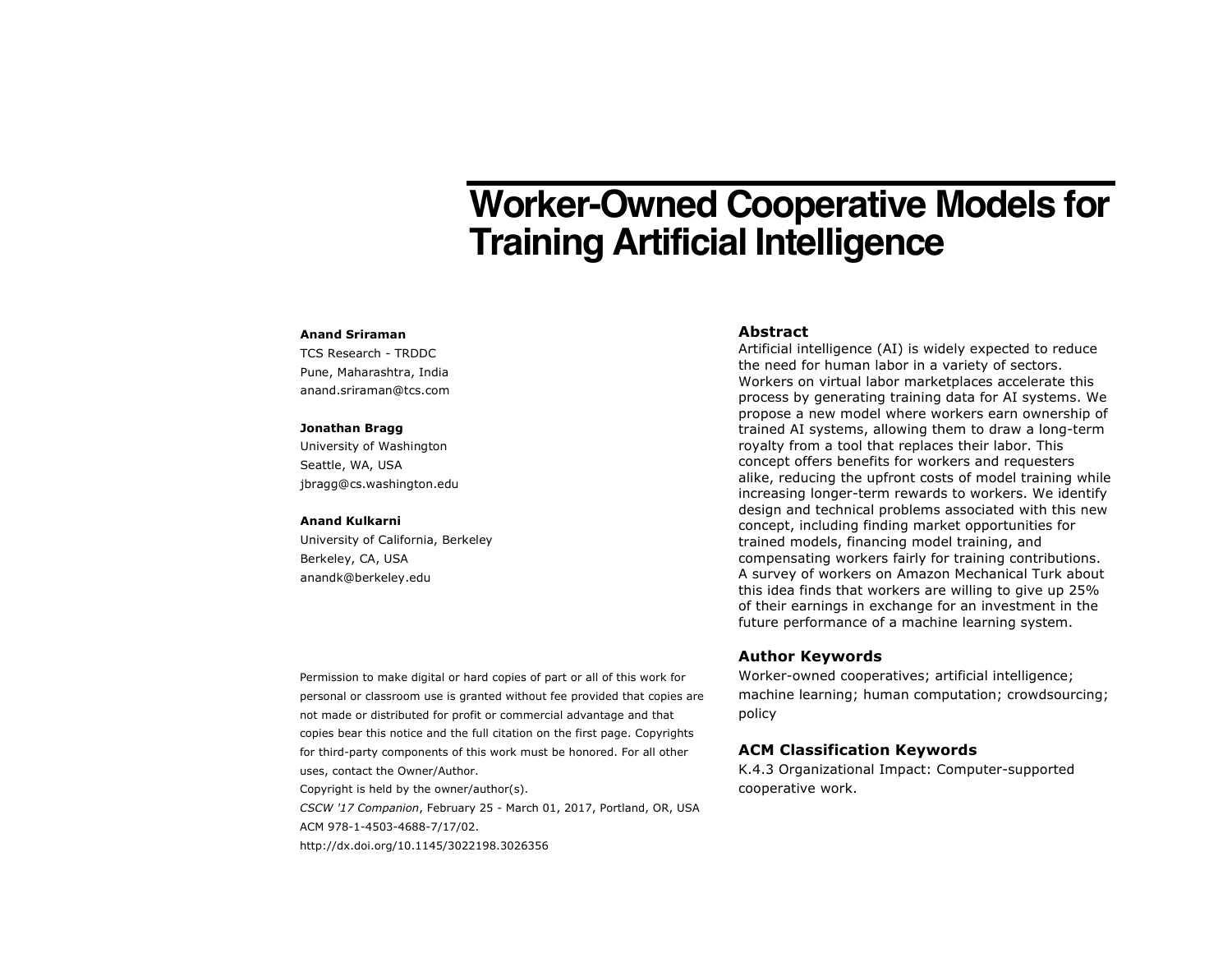# Worker-Owned Cooperative Models for Training Artificial Intelligence

**Anand Sriraman**
TCS Research - TRDDC
Pune, Maharashtra, India
anand.sriraman@tcs.com

**Jonathan Bragg**
University of Washington
Seattle, WA, USA
jbragg@cs.washington.edu

**Anand Kulkarni**
University of California, Berkeley
Berkeley, CA, USA
anandk@berkeley.edu

Permission to make digital or hard copies of part or all of this work for personal or classroom use is granted without fee provided that copies are not made or distributed for profit or commercial advantage and that copies bear this notice and the full citation on the first page. Copyrights for third-party components of this work must be honored. For all other uses, contact the Owner/Author.
Copyright is held by the owner/author(s).
*CSCW '17 Companion*, February 25 - March 01, 2017, Portland, OR, USA
ACM 978-1-4503-4688-7/17/02.
http://dx.doi.org/10.1145/3022198.3026356

## Abstract

Artificial intelligence (AI) is widely expected to reduce the need for human labor in a variety of sectors. Workers on virtual labor marketplaces accelerate this process by generating training data for AI systems. We propose a new model where workers earn ownership of trained AI systems, allowing them to draw a long-term royalty from a tool that replaces their labor. This concept offers benefits for workers and requesters alike, reducing the upfront costs of model training while increasing longer-term rewards to workers. We identify design and technical problems associated with this new concept, including finding market opportunities for trained models, financing model training, and compensating workers fairly for training contributions. A survey of workers on Amazon Mechanical Turk about this idea finds that workers are willing to give up 25% of their earnings in exchange for an investment in the future performance of a machine learning system.

## Author Keywords

Worker-owned cooperatives; artificial intelligence; machine learning; human computation; crowdsourcing; policy

## ACM Classification Keywords

K.4.3 Organizational Impact: Computer-supported cooperative work.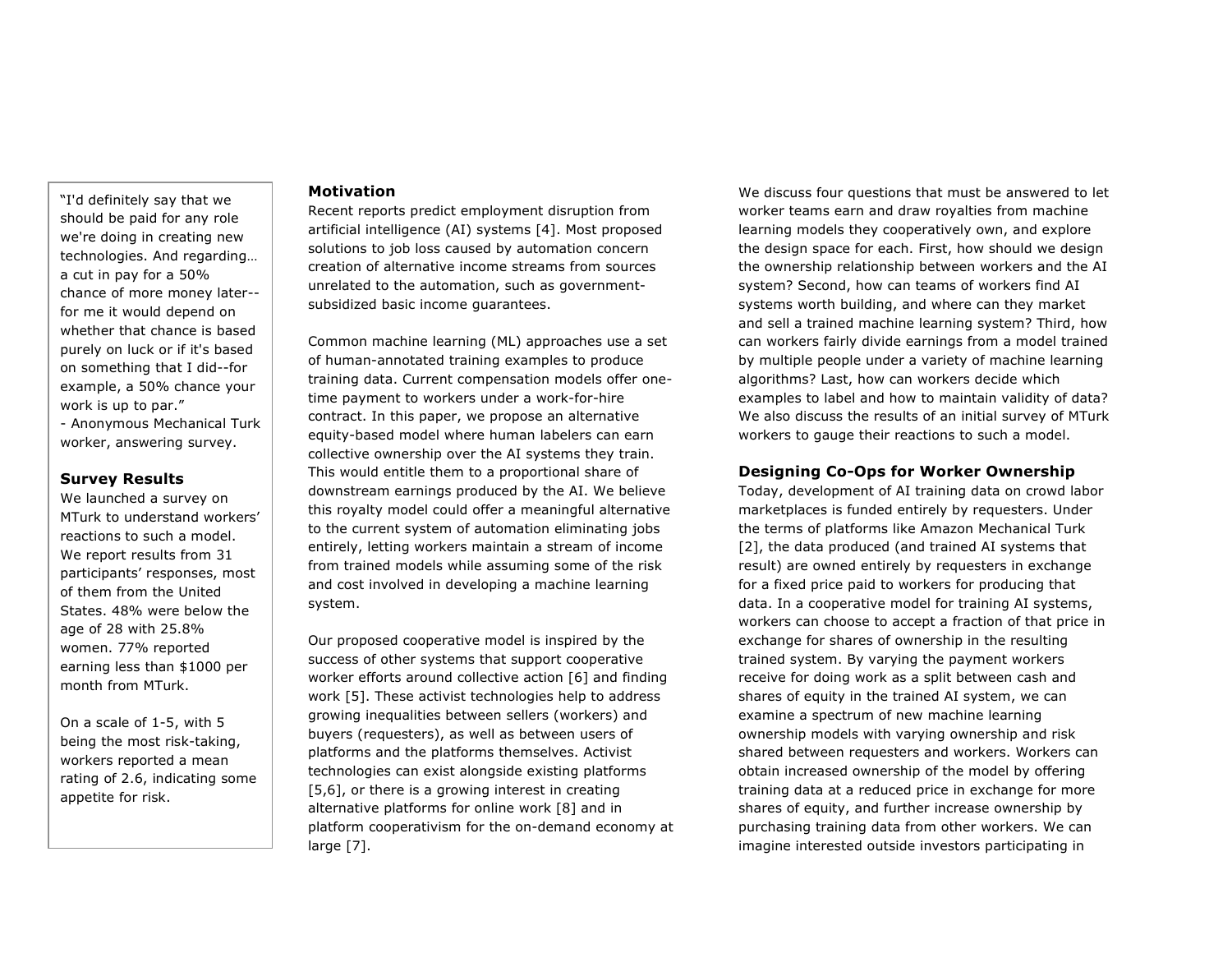"I'd definitely say that we should be paid for any role we're doing in creating new technologies. And regarding… a cut in pay for a 50% chance of more money later--for me it would depend on whether that chance is based purely on luck or if it's based on something that I did--for example, a 50% chance your work is up to par."
- Anonymous Mechanical Turk worker, answering survey.

### Survey Results

We launched a survey on MTurk to understand workers' reactions to such a model. We report results from 31 participants' responses, most of them from the United States. 48% were below the age of 28 with 25.8% women. 77% reported earning less than $1000 per month from MTurk.

On a scale of 1-5, with 5 being the most risk-taking, workers reported a mean rating of 2.6, indicating some appetite for risk.

### Motivation

Recent reports predict employment disruption from artificial intelligence (AI) systems [4]. Most proposed solutions to job loss caused by automation concern creation of alternative income streams from sources unrelated to the automation, such as government-subsidized basic income guarantees.

Common machine learning (ML) approaches use a set of human-annotated training examples to produce training data. Current compensation models offer one-time payment to workers under a work-for-hire contract. In this paper, we propose an alternative equity-based model where human labelers can earn collective ownership over the AI systems they train. This would entitle them to a proportional share of downstream earnings produced by the AI. We believe this royalty model could offer a meaningful alternative to the current system of automation eliminating jobs entirely, letting workers maintain a stream of income from trained models while assuming some of the risk and cost involved in developing a machine learning system.

Our proposed cooperative model is inspired by the success of other systems that support cooperative worker efforts around collective action [6] and finding work [5]. These activist technologies help to address growing inequalities between sellers (workers) and buyers (requesters), as well as between users of platforms and the platforms themselves. Activist technologies can exist alongside existing platforms [5,6], or there is a growing interest in creating alternative platforms for online work [8] and in platform cooperativism for the on-demand economy at large [7].

We discuss four questions that must be answered to let worker teams earn and draw royalties from machine learning models they cooperatively own, and explore the design space for each. First, how should we design the ownership relationship between workers and the AI system? Second, how can teams of workers find AI systems worth building, and where can they market and sell a trained machine learning system? Third, how can workers fairly divide earnings from a model trained by multiple people under a variety of machine learning algorithms? Last, how can workers decide which examples to label and how to maintain validity of data? We also discuss the results of an initial survey of MTurk workers to gauge their reactions to such a model.

### Designing Co-Ops for Worker Ownership

Today, development of AI training data on crowd labor marketplaces is funded entirely by requesters. Under the terms of platforms like Amazon Mechanical Turk [2], the data produced (and trained AI systems that result) are owned entirely by requesters in exchange for a fixed price paid to workers for producing that data. In a cooperative model for training AI systems, workers can choose to accept a fraction of that price in exchange for shares of ownership in the resulting trained system. By varying the payment workers receive for doing work as a split between cash and shares of equity in the trained AI system, we can examine a spectrum of new machine learning ownership models with varying ownership and risk shared between requesters and workers. Workers can obtain increased ownership of the model by offering training data at a reduced price in exchange for more shares of equity, and further increase ownership by purchasing training data from other workers. We can imagine interested outside investors participating in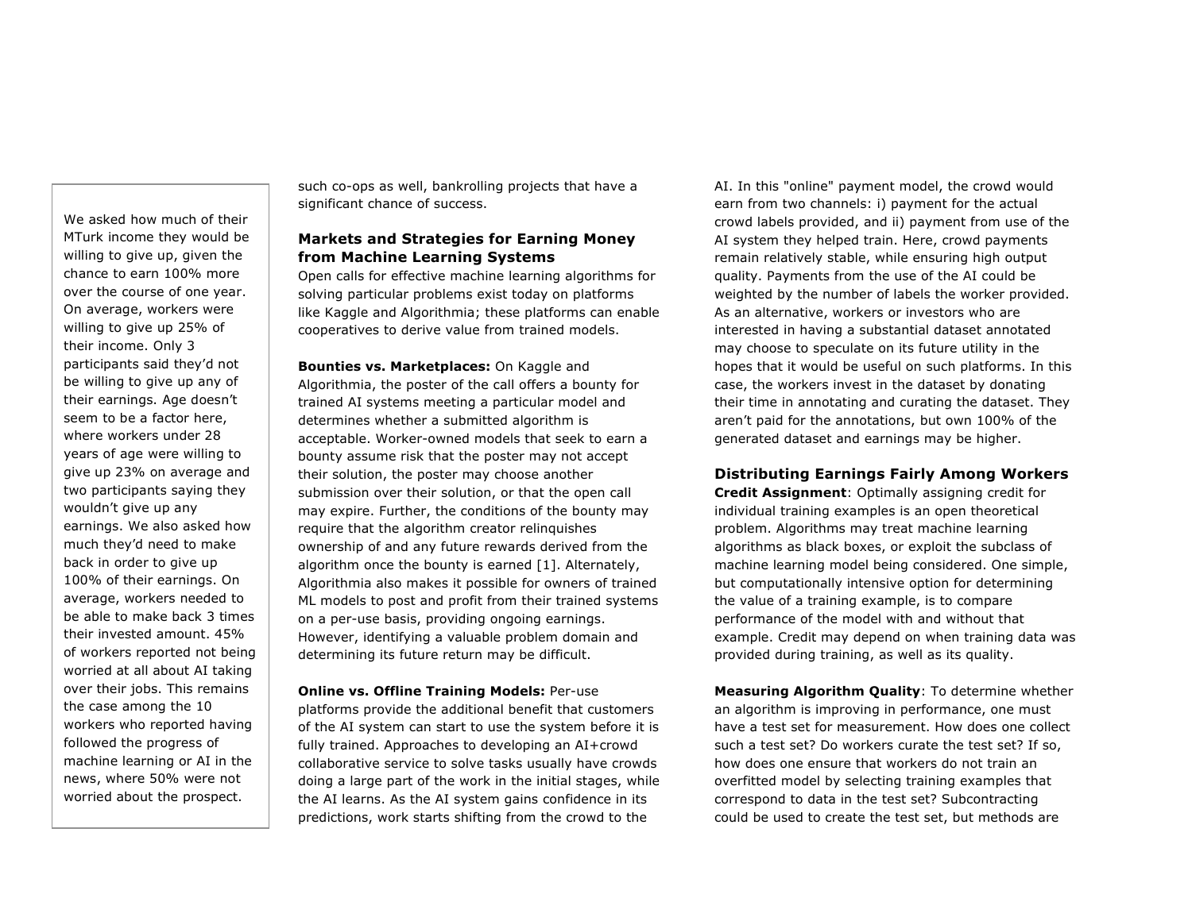We asked how much of their MTurk income they would be willing to give up, given the chance to earn 100% more over the course of one year. On average, workers were willing to give up 25% of their income. Only 3 participants said they'd not be willing to give up any of their earnings. Age doesn't seem to be a factor here, where workers under 28 years of age were willing to give up 23% on average and two participants saying they wouldn't give up any earnings. We also asked how much they'd need to make back in order to give up 100% of their earnings. On average, workers needed to be able to make back 3 times their invested amount. 45% of workers reported not being worried at all about AI taking over their jobs. This remains the case among the 10 workers who reported having followed the progress of machine learning or AI in the news, where 50% were not worried about the prospect.

such co-ops as well, bankrolling projects that have a significant chance of success.

### Markets and Strategies for Earning Money from Machine Learning Systems

Open calls for effective machine learning algorithms for solving particular problems exist today on platforms like Kaggle and Algorithmia; these platforms can enable cooperatives to derive value from trained models.

**Bounties vs. Marketplaces:** On Kaggle and Algorithmia, the poster of the call offers a bounty for trained AI systems meeting a particular model and determines whether a submitted algorithm is acceptable. Worker-owned models that seek to earn a bounty assume risk that the poster may not accept their solution, the poster may choose another submission over their solution, or that the open call may expire. Further, the conditions of the bounty may require that the algorithm creator relinquishes ownership of and any future rewards derived from the algorithm once the bounty is earned [1]. Alternately, Algorithmia also makes it possible for owners of trained ML models to post and profit from their trained systems on a per-use basis, providing ongoing earnings. However, identifying a valuable problem domain and determining its future return may be difficult.

**Online vs. Offline Training Models:** Per-use platforms provide the additional benefit that customers of the AI system can start to use the system before it is fully trained. Approaches to developing an AI+crowd collaborative service to solve tasks usually have crowds doing a large part of the work in the initial stages, while the AI learns. As the AI system gains confidence in its predictions, work starts shifting from the crowd to the AI. In this "online" payment model, the crowd would earn from two channels: i) payment for the actual crowd labels provided, and ii) payment from use of the AI system they helped train. Here, crowd payments remain relatively stable, while ensuring high output quality. Payments from the use of the AI could be weighted by the number of labels the worker provided. As an alternative, workers or investors who are interested in having a substantial dataset annotated may choose to speculate on its future utility in the hopes that it would be useful on such platforms. In this case, the workers invest in the dataset by donating their time in annotating and curating the dataset. They aren't paid for the annotations, but own 100% of the generated dataset and earnings may be higher.

### Distributing Earnings Fairly Among Workers

**Credit Assignment**: Optimally assigning credit for individual training examples is an open theoretical problem. Algorithms may treat machine learning algorithms as black boxes, or exploit the subclass of machine learning model being considered. One simple, but computationally intensive option for determining the value of a training example, is to compare performance of the model with and without that example. Credit may depend on when training data was provided during training, as well as its quality.

**Measuring Algorithm Quality**: To determine whether an algorithm is improving in performance, one must have a test set for measurement. How does one collect such a test set? Do workers curate the test set? If so, how does one ensure that workers do not train an overfitted model by selecting training examples that correspond to data in the test set? Subcontracting could be used to create the test set, but methods are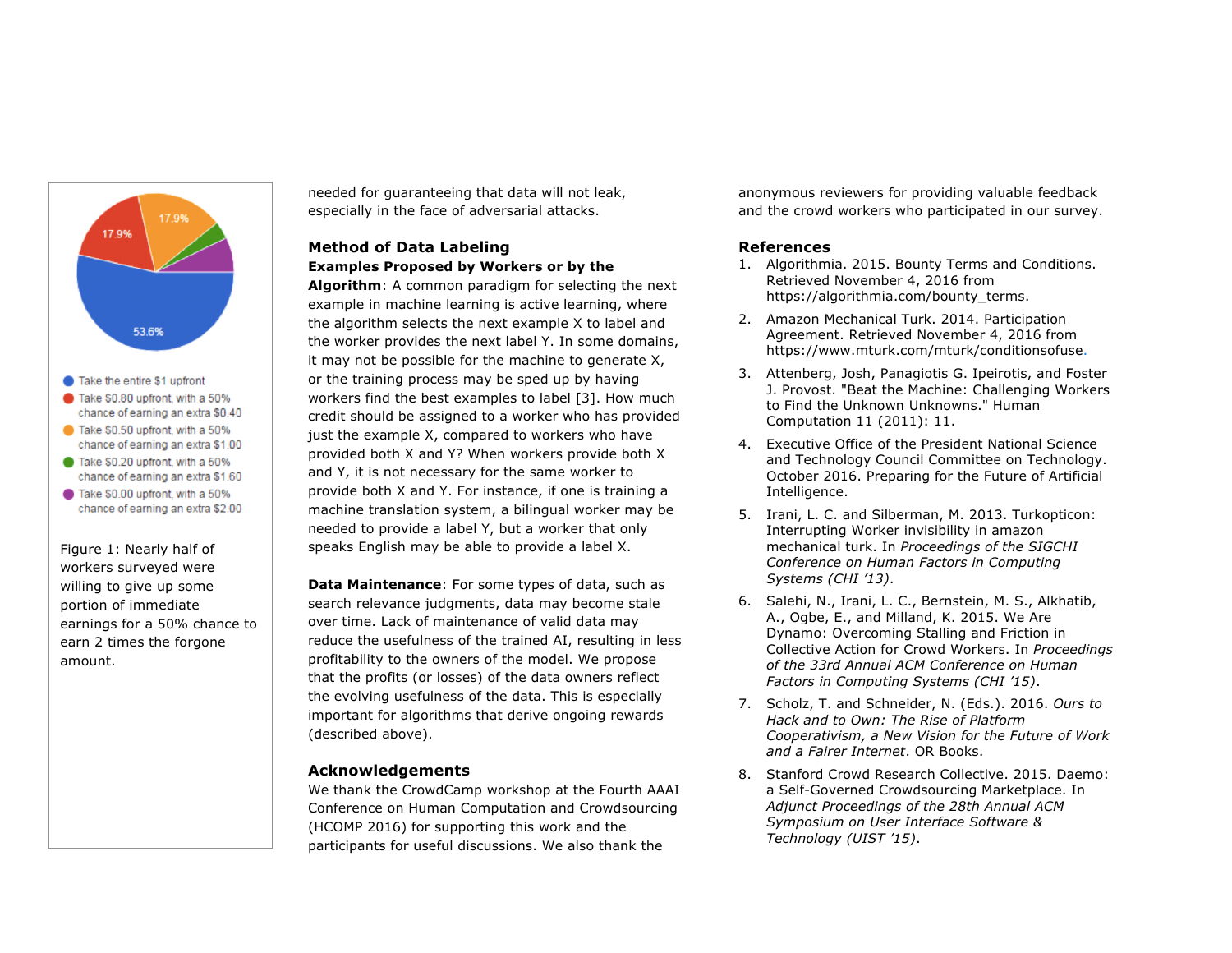17.9%

17.9%

53.6%

- Take the entire $1 upfront
- Take $0.80 upfront, with a 50% chance of earning an extra $0.40
- Take $0.50 upfront, with a 50% chance of earning an extra $1.00
- Take $0.20 upfront, with a 50% chance of earning an extra $1.60
- Take $0.00 upfront, with a 50% chance of earning an extra $2.00

Figure 1: Nearly half of workers surveyed were willing to give up some portion of immediate earnings for a 50% chance to earn 2 times the forgone amount.

needed for guaranteeing that data will not leak, especially in the face of adversarial attacks.

## Method of Data Labeling

**Examples Proposed by Workers or by the Algorithm**: A common paradigm for selecting the next example in machine learning is active learning, where the algorithm selects the next example X to label and the worker provides the next label Y. In some domains, it may not be possible for the machine to generate X, or the training process may be sped up by having workers find the best examples to label [3]. How much credit should be assigned to a worker who has provided just the example X, compared to workers who have provided both X and Y? When workers provide both X and Y, it is not necessary for the same worker to provide both X and Y. For instance, if one is training a machine translation system, a bilingual worker may be needed to provide a label Y, but a worker that only speaks English may be able to provide a label X.

**Data Maintenance**: For some types of data, such as search relevance judgments, data may become stale over time. Lack of maintenance of valid data may reduce the usefulness of the trained AI, resulting in less profitability to the owners of the model. We propose that the profits (or losses) of the data owners reflect the evolving usefulness of the data. This is especially important for algorithms that derive ongoing rewards (described above).

## Acknowledgements

We thank the CrowdCamp workshop at the Fourth AAAI Conference on Human Computation and Crowdsourcing (HCOMP 2016) for supporting this work and the participants for useful discussions. We also thank the anonymous reviewers for providing valuable feedback and the crowd workers who participated in our survey.

## References

1. Algorithmia. 2015. Bounty Terms and Conditions. Retrieved November 4, 2016 from https://algorithmia.com/bounty_terms.
2. Amazon Mechanical Turk. 2014. Participation Agreement. Retrieved November 4, 2016 from https://www.mturk.com/mturk/conditionsofuse.
3. Attenberg, Josh, Panagiotis G. Ipeirotis, and Foster J. Provost. "Beat the Machine: Challenging Workers to Find the Unknown Unknowns." Human Computation 11 (2011): 11.
4. Executive Office of the President National Science and Technology Council Committee on Technology. October 2016. Preparing for the Future of Artificial Intelligence.
5. Irani, L. C. and Silberman, M. 2013. Turkopticon: Interrupting Worker invisibility in amazon mechanical turk. In *Proceedings of the SIGCHI Conference on Human Factors in Computing Systems (CHI '13)*.
6. Salehi, N., Irani, L. C., Bernstein, M. S., Alkhatib, A., Ogbe, E., and Milland, K. 2015. We Are Dynamo: Overcoming Stalling and Friction in Collective Action for Crowd Workers. In *Proceedings of the 33rd Annual ACM Conference on Human Factors in Computing Systems (CHI '15)*.
7. Scholz, T. and Schneider, N. (Eds.). 2016. *Ours to Hack and to Own: The Rise of Platform Cooperativism, a New Vision for the Future of Work and a Fairer Internet*. OR Books.
8. Stanford Crowd Research Collective. 2015. Daemo: a Self-Governed Crowdsourcing Marketplace. In *Adjunct Proceedings of the 28th Annual ACM Symposium on User Interface Software & Technology (UIST '15)*.